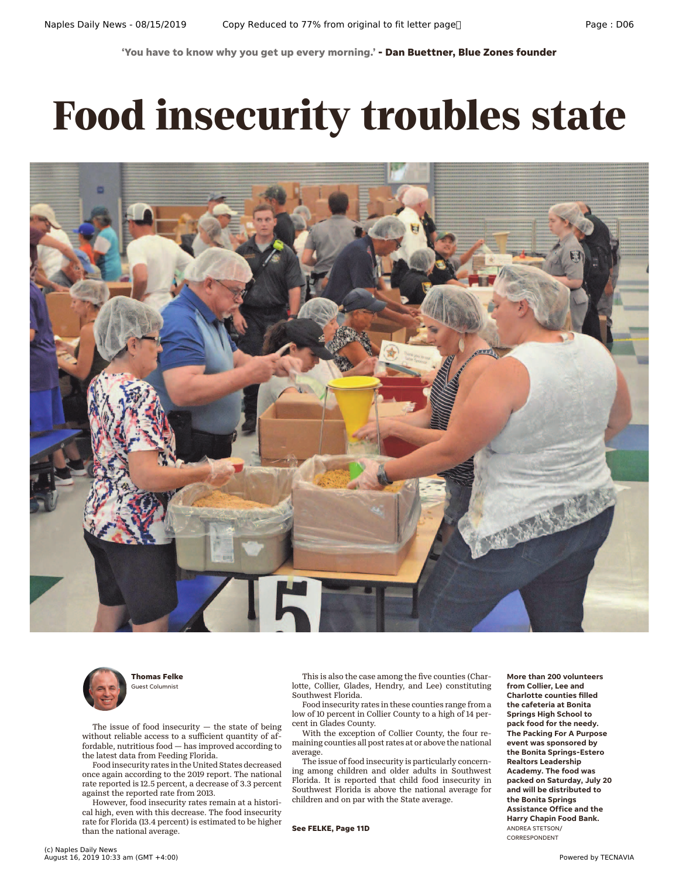'You have to know why you get up every morning.' **- Dan Buettner, Blue Zones founder**

# Food insecurity troubles state

More than 200 volunteers from Collier, Lee and Charlotte counties filled the cafeteria at Bonita Springs High School to pack food for the needy. The Packing For A Purpose event was sponsored by the Bonita Springs-Estero Realtors Leadership Academy. The food was packed on Saturday, July 20 and will be distributed to the Bonita Springs Assistance Office and the Harry Chapin Food Bank. ANDREA STETSON/ CORRESPONDENT

**Thomas Felke**
Guest Columnist

The issue of food insecurity — the state of being without reliable access to a sufficient quantity of affordable, nutritious food — has improved according to the latest data from Feeding Florida.

Food insecurity rates in the United States decreased once again according to the 2019 report. The national rate reported is 12.5 percent, a decrease of 3.3 percent against the reported rate from 2013.

However, food insecurity rates remain at a historical high, even with this decrease. The food insecurity rate for Florida (13.4 percent) is estimated to be higher than the national average.

This is also the case among the five counties (Charlotte, Collier, Glades, Hendry, and Lee) constituting Southwest Florida.

Food insecurity rates in these counties range from a low of 10 percent in Collier County to a high of 14 percent in Glades County.

With the exception of Collier County, the four remaining counties all post rates at or above the national average.

The issue of food insecurity is particularly concerning among children and older adults in Southwest Florida. It is reported that child food insecurity in Southwest Florida is above the national average for children and on par with the State average.

**See FELKE, Page 11D**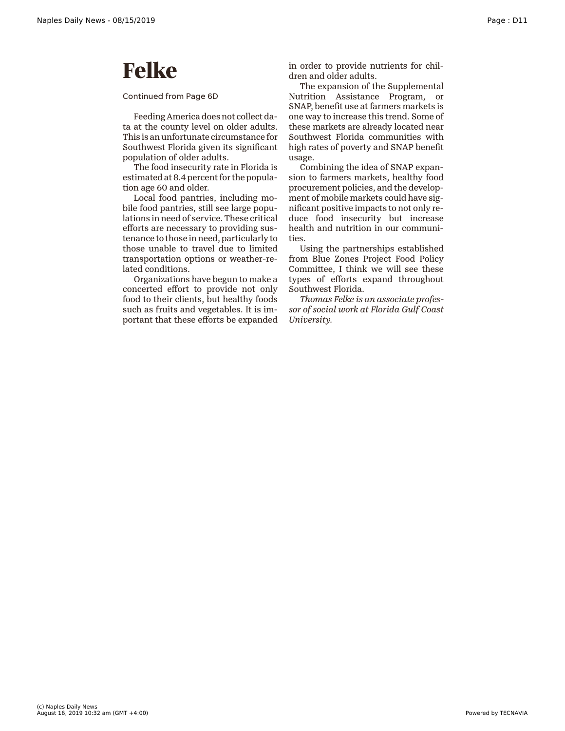# Felke

Continued from Page 6D

Feeding America does not collect data at the county level on older adults. This is an unfortunate circumstance for Southwest Florida given its significant population of older adults.

The food insecurity rate in Florida is estimated at 8.4 percent for the population age 60 and older.

Local food pantries, including mobile food pantries, still see large populations in need of service. These critical efforts are necessary to providing sustenance to those in need, particularly to those unable to travel due to limited transportation options or weather-related conditions.

Organizations have begun to make a concerted effort to provide not only food to their clients, but healthy foods such as fruits and vegetables. It is important that these efforts be expanded in order to provide nutrients for children and older adults.

The expansion of the Supplemental Nutrition Assistance Program, or SNAP, benefit use at farmers markets is one way to increase this trend. Some of these markets are already located near Southwest Florida communities with high rates of poverty and SNAP benefit usage.

Combining the idea of SNAP expansion to farmers markets, healthy food procurement policies, and the development of mobile markets could have significant positive impacts to not only reduce food insecurity but increase health and nutrition in our communities.

Using the partnerships established from Blue Zones Project Food Policy Committee, I think we will see these types of efforts expand throughout Southwest Florida.

*Thomas Felke is an associate professor of social work at Florida Gulf Coast University.*